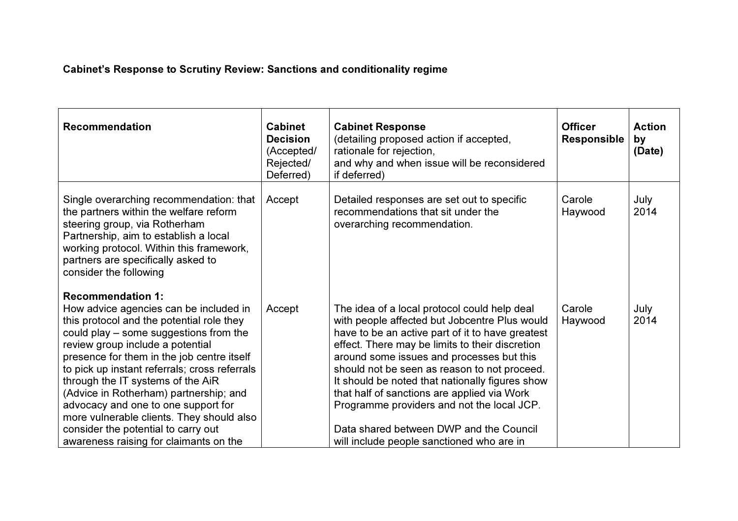**Cabinet's Response to Scrutiny Review: Sanctions and conditionality regime**

| Recommendation | Cabinet Decision (Accepted/ Rejected/ Deferred) | Cabinet Response (detailing proposed action if accepted, rationale for rejection, and why and when issue will be reconsidered if deferred) | Officer Responsible | Action by (Date) |
|---|---|---|---|---|
| Single overarching recommendation: that the partners within the welfare reform steering group, via Rotherham Partnership, aim to establish a local working protocol. Within this framework, partners are specifically asked to consider the following | Accept | Detailed responses are set out to specific recommendations that sit under the overarching recommendation. | Carole Haywood | July 2014 |
| **Recommendation 1:** How advice agencies can be included in this protocol and the potential role they could play – some suggestions from the review group include a potential presence for them in the job centre itself to pick up instant referrals; cross referrals through the IT systems of the AiR (Advice in Rotherham) partnership; and advocacy and one to one support for more vulnerable clients. They should also consider the potential to carry out awareness raising for claimants on the | Accept | The idea of a local protocol could help deal with people affected but Jobcentre Plus would have to be an active part of it to have greatest effect. There may be limits to their discretion around some issues and processes but this should not be seen as reason to not proceed. It should be noted that nationally figures show that half of sanctions are applied via Work Programme providers and not the local JCP.<br><br>Data shared between DWP and the Council will include people sanctioned who are in | Carole Haywood | July 2014 |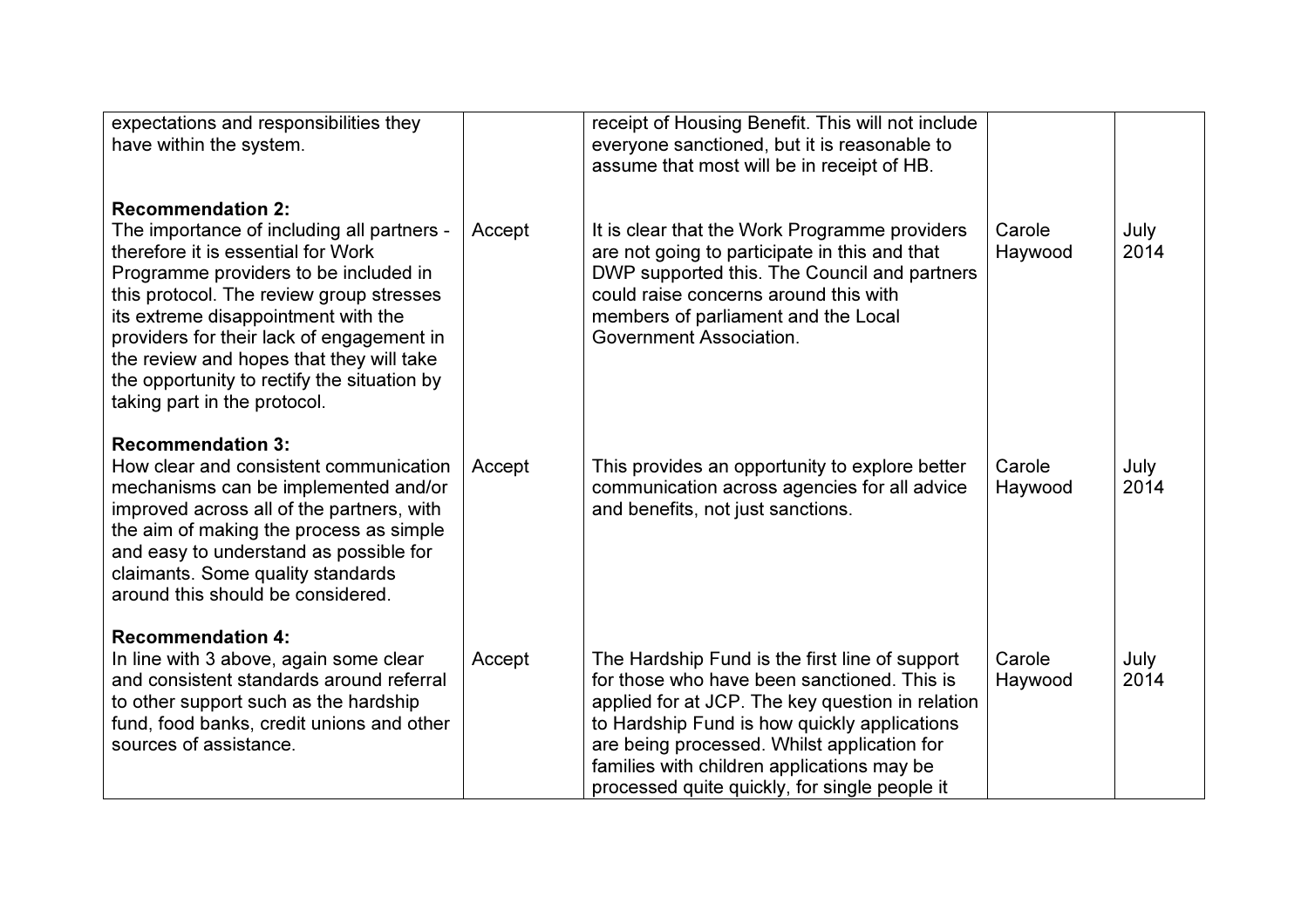| | | | | |
|---|---|---|---|---|
| expectations and responsibilities they have within the system. | | receipt of Housing Benefit. This will not include everyone sanctioned, but it is reasonable to assume that most will be in receipt of HB. | | |
| **Recommendation 2:** The importance of including all partners - therefore it is essential for Work Programme providers to be included in this protocol. The review group stresses its extreme disappointment with the providers for their lack of engagement in the review and hopes that they will take the opportunity to rectify the situation by taking part in the protocol. | Accept | It is clear that the Work Programme providers are not going to participate in this and that DWP supported this. The Council and partners could raise concerns around this with members of parliament and the Local Government Association. | Carole Haywood | July 2014 |
| **Recommendation 3:** How clear and consistent communication mechanisms can be implemented and/or improved across all of the partners, with the aim of making the process as simple and easy to understand as possible for claimants. Some quality standards around this should be considered. | Accept | This provides an opportunity to explore better communication across agencies for all advice and benefits, not just sanctions. | Carole Haywood | July 2014 |
| **Recommendation 4:** In line with 3 above, again some clear and consistent standards around referral to other support such as the hardship fund, food banks, credit unions and other sources of assistance. | Accept | The Hardship Fund is the first line of support for those who have been sanctioned. This is applied for at JCP. The key question in relation to Hardship Fund is how quickly applications are being processed. Whilst application for families with children applications may be processed quite quickly, for single people it | Carole Haywood | July 2014 |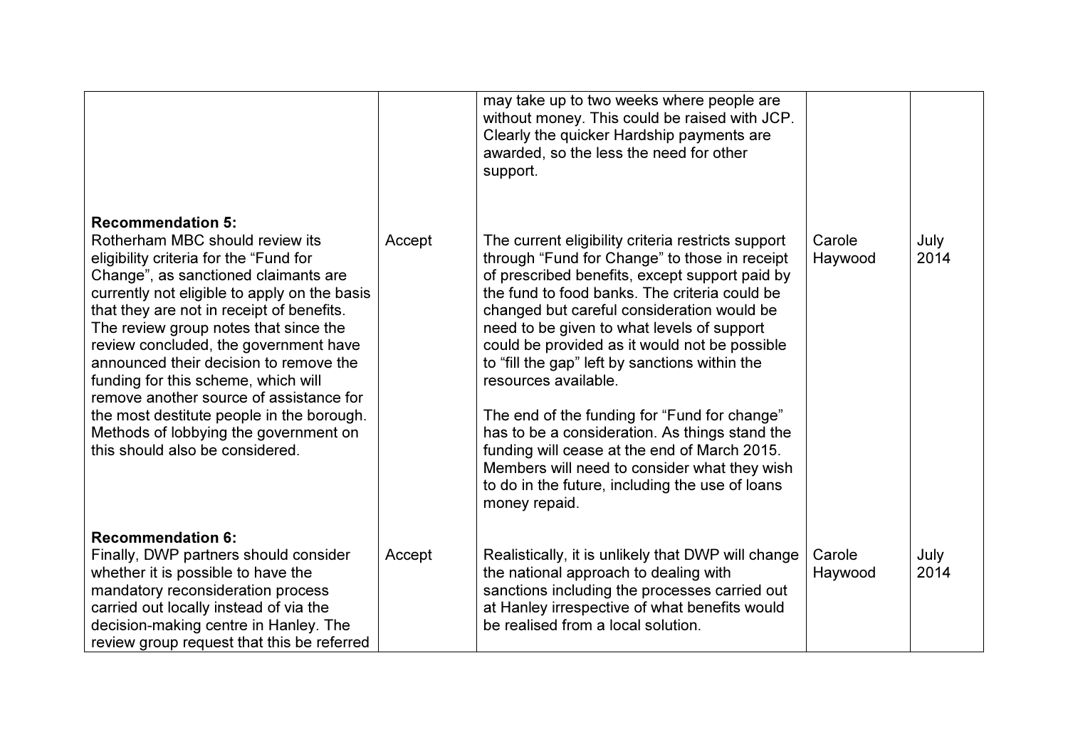| | | | | |
|---|---|---|---|---|
| | | may take up to two weeks where people are without money. This could be raised with JCP. Clearly the quicker Hardship payments are awarded, so the less the need for other support. | | |
| **Recommendation 5:** Rotherham MBC should review its eligibility criteria for the "Fund for Change", as sanctioned claimants are currently not eligible to apply on the basis that they are not in receipt of benefits. The review group notes that since the review concluded, the government have announced their decision to remove the funding for this scheme, which will remove another source of assistance for the most destitute people in the borough. Methods of lobbying the government on this should also be considered. | Accept | The current eligibility criteria restricts support through "Fund for Change" to those in receipt of prescribed benefits, except support paid by the fund to food banks. The criteria could be changed but careful consideration would be need to be given to what levels of support could be provided as it would not be possible to "fill the gap" left by sanctions within the resources available.<br><br>The end of the funding for "Fund for change" has to be a consideration. As things stand the funding will cease at the end of March 2015. Members will need to consider what they wish to do in the future, including the use of loans money repaid. | Carole Haywood | July 2014 |
| **Recommendation 6:** Finally, DWP partners should consider whether it is possible to have the mandatory reconsideration process carried out locally instead of via the decision-making centre in Hanley. The review group request that this be referred | Accept | Realistically, it is unlikely that DWP will change the national approach to dealing with sanctions including the processes carried out at Hanley irrespective of what benefits would be realised from a local solution. | Carole Haywood | July 2014 |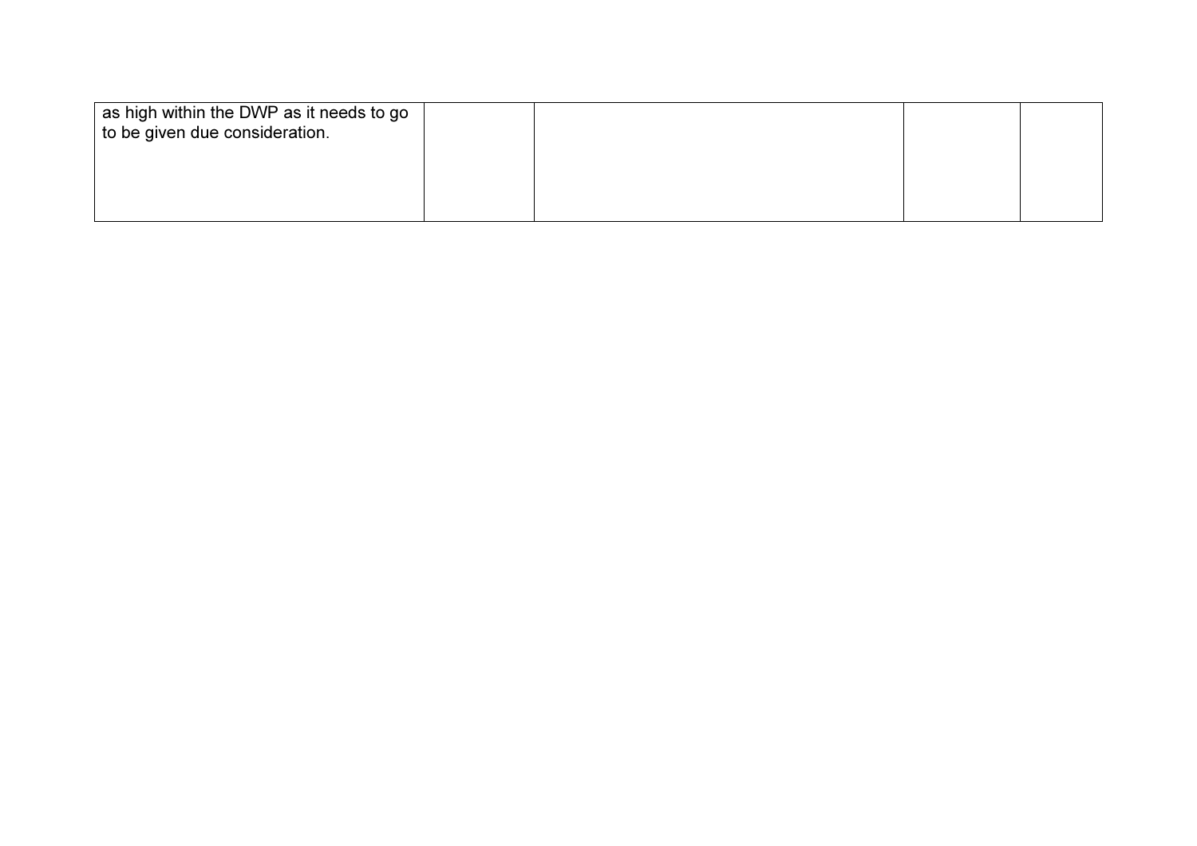| | | | | |
|---|---|---|---|---|
| as high within the DWP as it needs to go to be given due consideration. | | | | |